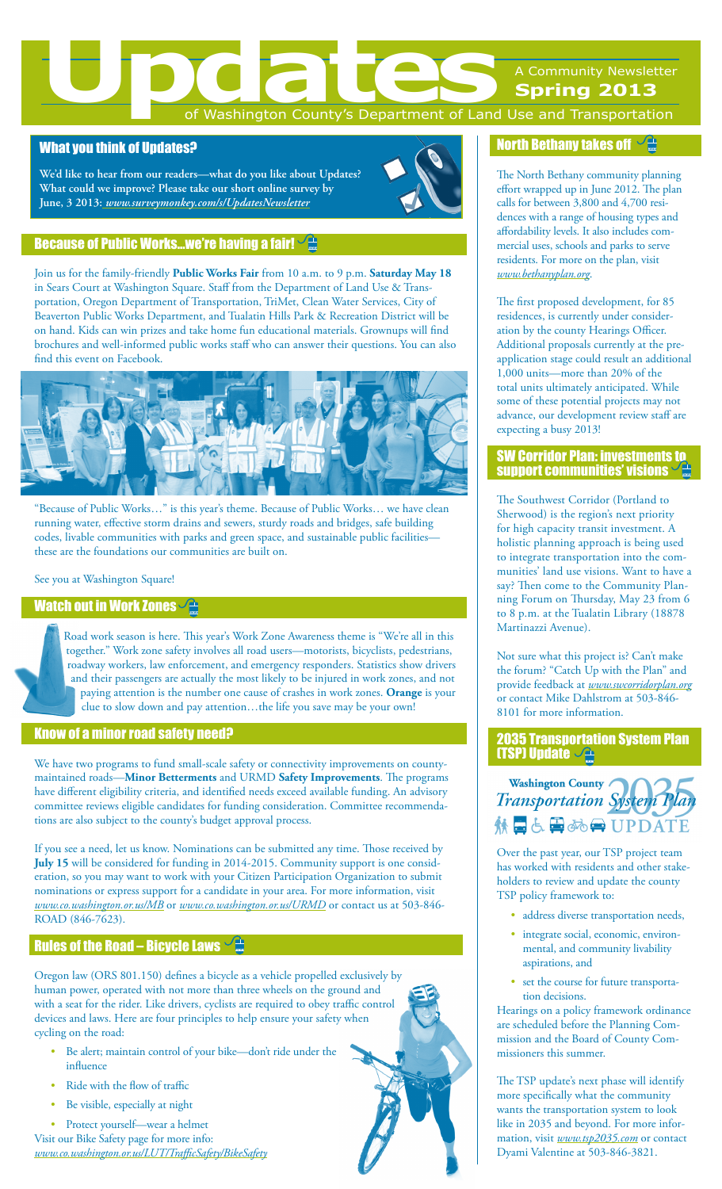# Updates

A Community Newsletter
**Spring 2013**
of Washington County's Department of Land Use and Transportation

## What you think of Updates?

**We'd like to hear from our readers—what do you like about Updates? What could we improve? Please take our short online survey by June, 3 2013: *www.surveymonkey.com/s/UpdatesNewsletter***

## Because of Public Works...we're having a fair!

Join us for the family-friendly **Public Works Fair** from 10 a.m. to 9 p.m. **Saturday May 18** in Sears Court at Washington Square. Staff from the Department of Land Use & Transportation, Oregon Department of Transportation, TriMet, Clean Water Services, City of Beaverton Public Works Department, and Tualatin Hills Park & Recreation District will be on hand. Kids can win prizes and take home fun educational materials. Grownups will find brochures and well-informed public works staff who can answer their questions. You can also find this event on Facebook.

"Because of Public Works…" is this year's theme. Because of Public Works… we have clean running water, effective storm drains and sewers, sturdy roads and bridges, safe building codes, livable communities with parks and green space, and sustainable public facilities—these are the foundations our communities are built on.

See you at Washington Square!

## Watch out in Work Zones

Road work season is here. This year's Work Zone Awareness theme is "We're all in this together." Work zone safety involves all road users—motorists, bicyclists, pedestrians, roadway workers, law enforcement, and emergency responders. Statistics show drivers and their passengers are actually the most likely to be injured in work zones, and not paying attention is the number one cause of crashes in work zones. **Orange** is your clue to slow down and pay attention…the life you save may be your own!

## Know of a minor road safety need?

We have two programs to fund small-scale safety or connectivity improvements on county-maintained roads—**Minor Betterments** and URMD **Safety Improvements**. The programs have different eligibility criteria, and identified needs exceed available funding. An advisory committee reviews eligible candidates for funding consideration. Committee recommendations are also subject to the county's budget approval process.

If you see a need, let us know. Nominations can be submitted any time. Those received by **July 15** will be considered for funding in 2014-2015. Community support is one consideration, so you may want to work with your Citizen Participation Organization to submit nominations or express support for a candidate in your area. For more information, visit *www.co.washington.or.us/MB* or *www.co.washington.or.us/URMD* or contact us at 503-846-ROAD (846-7623).

## Rules of the Road – Bicycle Laws

Oregon law (ORS 801.150) defines a bicycle as a vehicle propelled exclusively by human power, operated with not more than three wheels on the ground and with a seat for the rider. Like drivers, cyclists are required to obey traffic control devices and laws. Here are four principles to help ensure your safety when cycling on the road:

- Be alert; maintain control of your bike—don't ride under the influence
- Ride with the flow of traffic
- Be visible, especially at night
- Protect yourself—wear a helmet

Visit our Bike Safety page for more info: *www.co.washington.or.us/LUT/TrafficSafety/BikeSafety*

## North Bethany takes off

The North Bethany community planning effort wrapped up in June 2012. The plan calls for between 3,800 and 4,700 residences with a range of housing types and affordability levels. It also includes commercial uses, schools and parks to serve residents. For more on the plan, visit *www.bethanyplan.org*.

The first proposed development, for 85 residences, is currently under consideration by the county Hearings Officer. Additional proposals currently at the pre-application stage could result an additional 1,000 units—more than 20% of the total units ultimately anticipated. While some of these potential projects may not advance, our development review staff are expecting a busy 2013!

## SW Corridor Plan: investments to support communities' visions

The Southwest Corridor (Portland to Sherwood) is the region's next priority for high capacity transit investment. A holistic planning approach is being used to integrate transportation into the communities' land use visions. Want to have a say? Then come to the Community Planning Forum on Thursday, May 23 from 6 to 8 p.m. at the Tualatin Library (18878 Martinazzi Avenue).

Not sure what this project is? Can't make the forum? "Catch Up with the Plan" and provide feedback at *www.swcorridorplan.org* or contact Mike Dahlstrom at 503-846-8101 for more information.

## 2035 Transportation System Plan (TSP) Update

Washington County *Transportation System Plan* 2035 UPDATE

Over the past year, our TSP project team has worked with residents and other stakeholders to review and update the county TSP policy framework to:

- address diverse transportation needs,
- integrate social, economic, environmental, and community livability aspirations, and
- set the course for future transportation decisions.

Hearings on a policy framework ordinance are scheduled before the Planning Commission and the Board of County Commissioners this summer.

The TSP update's next phase will identify more specifically what the community wants the transportation system to look like in 2035 and beyond. For more information, visit *www.tsp2035.com* or contact Dyami Valentine at 503-846-3821.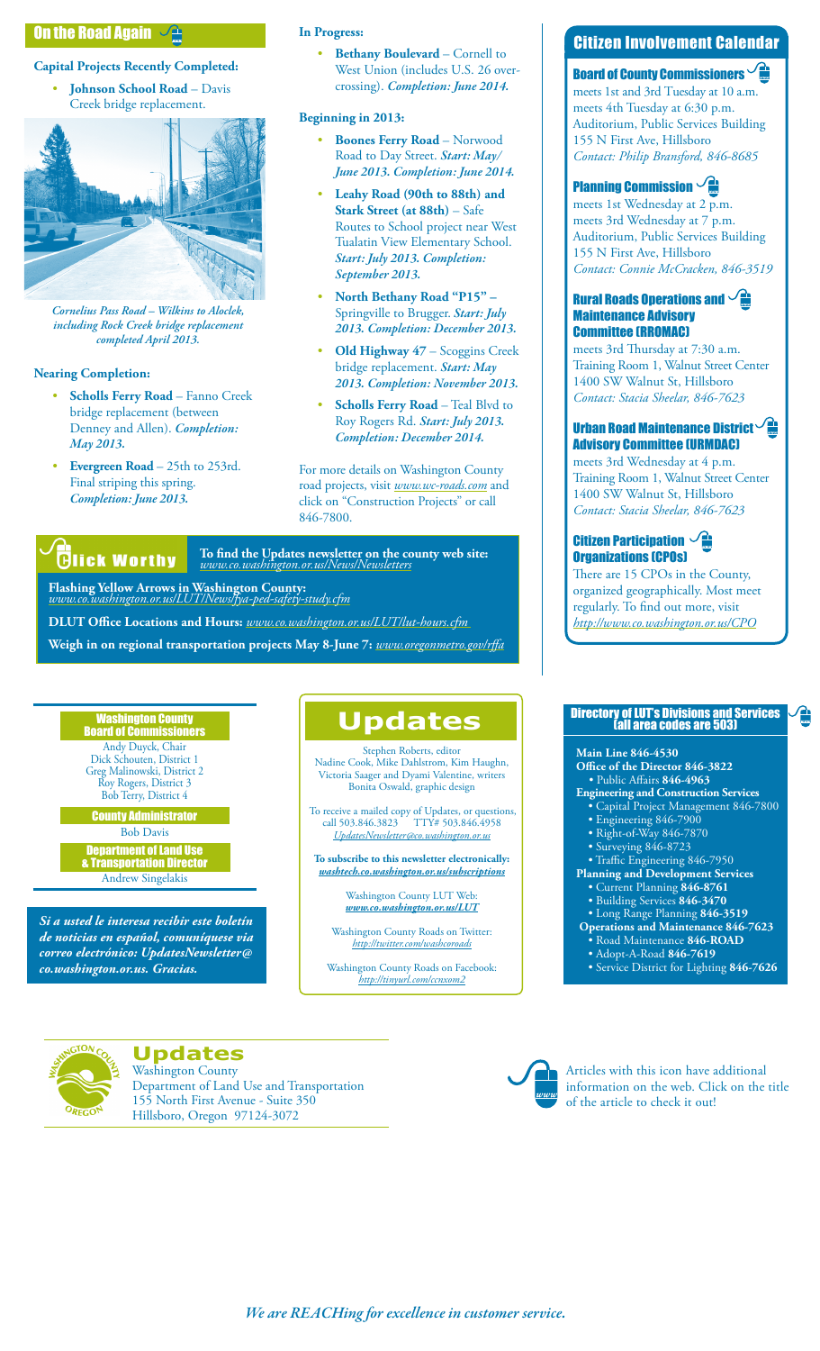## On the Road Again

**Capital Projects Recently Completed:**

- **Johnson School Road** – Davis Creek bridge replacement.

*Cornelius Pass Road – Wilkins to Aloclek, including Rock Creek bridge replacement completed April 2013.*

**Nearing Completion:**

- **Scholls Ferry Road** – Fanno Creek bridge replacement (between Denney and Allen). ***Completion: May 2013.***
- **Evergreen Road** – 25th to 253rd. Final striping this spring. ***Completion: June 2013.***

**In Progress:**

- **Bethany Boulevard** – Cornell to West Union (includes U.S. 26 overcrossing). ***Completion: June 2014.***

**Beginning in 2013:**

- **Boones Ferry Road** – Norwood Road to Day Street. ***Start: May/ June 2013. Completion: June 2014.***
- **Leahy Road (90th to 88th) and Stark Street (at 88th)** – Safe Routes to School project near West Tualatin View Elementary School. ***Start: July 2013. Completion: September 2013.***
- **North Bethany Road "P15"** – Springville to Brugger. ***Start: July 2013. Completion: December 2013.***
- **Old Highway 47** – Scoggins Creek bridge replacement. ***Start: May 2013. Completion: November 2013.***
- **Scholls Ferry Road** – Teal Blvd to Roy Rogers Rd. ***Start: July 2013. Completion: December 2014.***

For more details on Washington County road projects, visit *www.wc-roads.com* and click on "Construction Projects" or call 846-7800.

## Click Worthy

**To find the Updates newsletter on the county web site:** *www.co.washington.or.us/News/Newsletters*

**Flashing Yellow Arrows in Washington County:** *www.co.washington.or.us/LUT/News/fya-ped-safety-study.cfm*

**DLUT Office Locations and Hours:** *www.co.washington.or.us/LUT/lut-hours.cfm*

**Weigh in on regional transportation projects May 8-June 7:** *www.oregonmetro.gov/rffa*

## Citizen Involvement Calendar

### Board of County Commissioners

meets 1st and 3rd Tuesday at 10 a.m.
meets 4th Tuesday at 6:30 p.m.
Auditorium, Public Services Building
155 N First Ave, Hillsboro
*Contact: Philip Bransford, 846-8685*

### Planning Commission

meets 1st Wednesday at 2 p.m.
meets 3rd Wednesday at 7 p.m.
Auditorium, Public Services Building
155 N First Ave, Hillsboro
*Contact: Connie McCracken, 846-3519*

### Rural Roads Operations and Maintenance Advisory Committee (RROMAC)

meets 3rd Thursday at 7:30 a.m.
Training Room 1, Walnut Street Center
1400 SW Walnut St, Hillsboro
*Contact: Stacia Sheelar, 846-7623*

### Urban Road Maintenance District Advisory Committee (URMDAC)

meets 3rd Wednesday at 4 p.m.
Training Room 1, Walnut Street Center
1400 SW Walnut St, Hillsboro
*Contact: Stacia Sheelar, 846-7623*

### Citizen Participation Organizations (CPOs)

There are 15 CPOs in the County, organized geographically. Most meet regularly. To find out more, visit *http://www.co.washington.or.us/CPO*

### Washington County Board of Commissioners

Andy Duyck, Chair
Dick Schouten, District 1
Greg Malinowski, District 2
Roy Rogers, District 3
Bob Terry, District 4

### County Administrator

Bob Davis

### Department of Land Use & Transportation Director

Andrew Singelakis

***Si a usted le interesa recibir este boletín de noticias en español, comuníquese via correo electrónico: UpdatesNewsletter@co.washington.or.us. Gracias.***

## Updates

Stephen Roberts, editor
Nadine Cook, Mike Dahlstrom, Kim Haughn, Victoria Saager and Dyami Valentine, writers
Bonita Oswald, graphic design

To receive a mailed copy of Updates, or questions, call 503.846.3823 TTY# 503.846.4958
*UpdatesNewsletter@co.washington.or.us*

**To subscribe to this newsletter electronically:** ***washtech.co.washington.or.us/subscriptions***

Washington County LUT Web: ***www.co.washington.or.us/LUT***

Washington County Roads on Twitter: *http://twitter.com/washcoroads*

Washington County Roads on Facebook: *http://tinyurl.com/ccnxom2*

### Directory of LUT's Divisions and Services (all area codes are 503)

**Main Line 846-4530**
**Office of the Director 846-3822**
- Public Affairs **846-4963**

**Engineering and Construction Services**
- Capital Project Management 846-7800
- Engineering 846-7900
- Right-of-Way 846-7870
- Surveying 846-8723
- Traffic Engineering 846-7950

**Planning and Development Services**
- Current Planning **846-8761**
- Building Services **846-3470**
- Long Range Planning **846-3519**

**Operations and Maintenance 846-7623**
- Road Maintenance **846-ROAD**
- Adopt-A-Road **846-7619**
- Service District for Lighting **846-7626**

## Updates

Washington County
Department of Land Use and Transportation
155 North First Avenue - Suite 350
Hillsboro, Oregon 97124-3072

Articles with this icon have additional information on the web. Click on the title of the article to check it out!

*We are REACHing for excellence in customer service.*